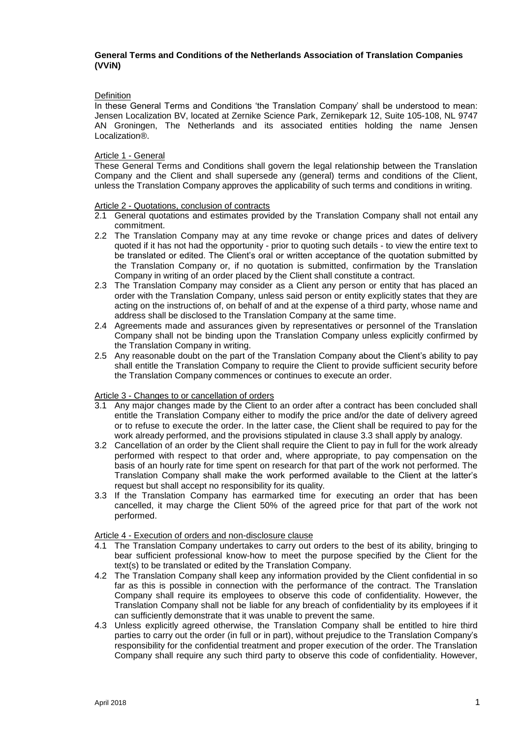**General Terms and Conditions of the Netherlands Association of Translation Companies (VViN)**

Definition

In these General Terms and Conditions 'the Translation Company' shall be understood to mean: Jensen Localization BV, located at Zernike Science Park, Zernikepark 12, Suite 105-108, NL 9747 AN Groningen, The Netherlands and its associated entities holding the name Jensen Localization®.

Article 1 - General

These General Terms and Conditions shall govern the legal relationship between the Translation Company and the Client and shall supersede any (general) terms and conditions of the Client, unless the Translation Company approves the applicability of such terms and conditions in writing.

Article 2 - Quotations, conclusion of contracts

2.1 General quotations and estimates provided by the Translation Company shall not entail any commitment.

2.2 The Translation Company may at any time revoke or change prices and dates of delivery quoted if it has not had the opportunity - prior to quoting such details - to view the entire text to be translated or edited. The Client's oral or written acceptance of the quotation submitted by the Translation Company or, if no quotation is submitted, confirmation by the Translation Company in writing of an order placed by the Client shall constitute a contract.

2.3 The Translation Company may consider as a Client any person or entity that has placed an order with the Translation Company, unless said person or entity explicitly states that they are acting on the instructions of, on behalf of and at the expense of a third party, whose name and address shall be disclosed to the Translation Company at the same time.

2.4 Agreements made and assurances given by representatives or personnel of the Translation Company shall not be binding upon the Translation Company unless explicitly confirmed by the Translation Company in writing.

2.5 Any reasonable doubt on the part of the Translation Company about the Client's ability to pay shall entitle the Translation Company to require the Client to provide sufficient security before the Translation Company commences or continues to execute an order.

Article 3 - Changes to or cancellation of orders

3.1 Any major changes made by the Client to an order after a contract has been concluded shall entitle the Translation Company either to modify the price and/or the date of delivery agreed or to refuse to execute the order. In the latter case, the Client shall be required to pay for the work already performed, and the provisions stipulated in clause 3.3 shall apply by analogy.

3.2 Cancellation of an order by the Client shall require the Client to pay in full for the work already performed with respect to that order and, where appropriate, to pay compensation on the basis of an hourly rate for time spent on research for that part of the work not performed. The Translation Company shall make the work performed available to the Client at the latter's request but shall accept no responsibility for its quality.

3.3 If the Translation Company has earmarked time for executing an order that has been cancelled, it may charge the Client 50% of the agreed price for that part of the work not performed.

Article 4 - Execution of orders and non-disclosure clause

4.1 The Translation Company undertakes to carry out orders to the best of its ability, bringing to bear sufficient professional know-how to meet the purpose specified by the Client for the text(s) to be translated or edited by the Translation Company.

4.2 The Translation Company shall keep any information provided by the Client confidential in so far as this is possible in connection with the performance of the contract. The Translation Company shall require its employees to observe this code of confidentiality. However, the Translation Company shall not be liable for any breach of confidentiality by its employees if it can sufficiently demonstrate that it was unable to prevent the same.

4.3 Unless explicitly agreed otherwise, the Translation Company shall be entitled to hire third parties to carry out the order (in full or in part), without prejudice to the Translation Company's responsibility for the confidential treatment and proper execution of the order. The Translation Company shall require any such third party to observe this code of confidentiality. However,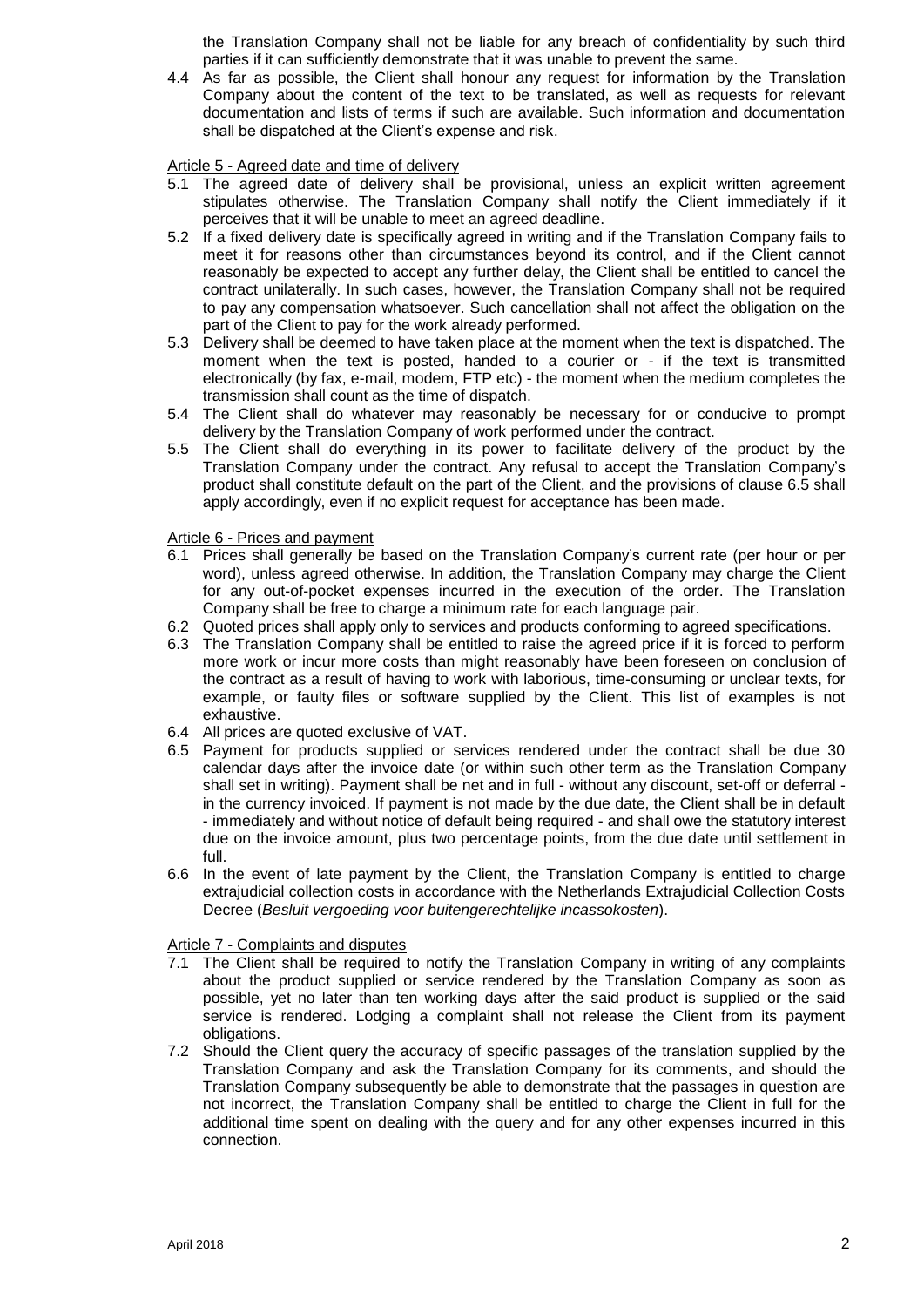the Translation Company shall not be liable for any breach of confidentiality by such third parties if it can sufficiently demonstrate that it was unable to prevent the same.

4.4 As far as possible, the Client shall honour any request for information by the Translation Company about the content of the text to be translated, as well as requests for relevant documentation and lists of terms if such are available. Such information and documentation shall be dispatched at the Client's expense and risk.

Article 5 - Agreed date and time of delivery

5.1 The agreed date of delivery shall be provisional, unless an explicit written agreement stipulates otherwise. The Translation Company shall notify the Client immediately if it perceives that it will be unable to meet an agreed deadline.

5.2 If a fixed delivery date is specifically agreed in writing and if the Translation Company fails to meet it for reasons other than circumstances beyond its control, and if the Client cannot reasonably be expected to accept any further delay, the Client shall be entitled to cancel the contract unilaterally. In such cases, however, the Translation Company shall not be required to pay any compensation whatsoever. Such cancellation shall not affect the obligation on the part of the Client to pay for the work already performed.

5.3 Delivery shall be deemed to have taken place at the moment when the text is dispatched. The moment when the text is posted, handed to a courier or - if the text is transmitted electronically (by fax, e-mail, modem, FTP etc) - the moment when the medium completes the transmission shall count as the time of dispatch.

5.4 The Client shall do whatever may reasonably be necessary for or conducive to prompt delivery by the Translation Company of work performed under the contract.

5.5 The Client shall do everything in its power to facilitate delivery of the product by the Translation Company under the contract. Any refusal to accept the Translation Company's product shall constitute default on the part of the Client, and the provisions of clause 6.5 shall apply accordingly, even if no explicit request for acceptance has been made.

Article 6 - Prices and payment

6.1 Prices shall generally be based on the Translation Company's current rate (per hour or per word), unless agreed otherwise. In addition, the Translation Company may charge the Client for any out-of-pocket expenses incurred in the execution of the order. The Translation Company shall be free to charge a minimum rate for each language pair.

6.2 Quoted prices shall apply only to services and products conforming to agreed specifications.

6.3 The Translation Company shall be entitled to raise the agreed price if it is forced to perform more work or incur more costs than might reasonably have been foreseen on conclusion of the contract as a result of having to work with laborious, time-consuming or unclear texts, for example, or faulty files or software supplied by the Client. This list of examples is not exhaustive.

6.4 All prices are quoted exclusive of VAT.

6.5 Payment for products supplied or services rendered under the contract shall be due 30 calendar days after the invoice date (or within such other term as the Translation Company shall set in writing). Payment shall be net and in full - without any discount, set-off or deferral - in the currency invoiced. If payment is not made by the due date, the Client shall be in default - immediately and without notice of default being required - and shall owe the statutory interest due on the invoice amount, plus two percentage points, from the due date until settlement in full.

6.6 In the event of late payment by the Client, the Translation Company is entitled to charge extrajudicial collection costs in accordance with the Netherlands Extrajudicial Collection Costs Decree (*Besluit vergoeding voor buitengerechtelijke incassokosten*).

Article 7 - Complaints and disputes

7.1 The Client shall be required to notify the Translation Company in writing of any complaints about the product supplied or service rendered by the Translation Company as soon as possible, yet no later than ten working days after the said product is supplied or the said service is rendered. Lodging a complaint shall not release the Client from its payment obligations.

7.2 Should the Client query the accuracy of specific passages of the translation supplied by the Translation Company and ask the Translation Company for its comments, and should the Translation Company subsequently be able to demonstrate that the passages in question are not incorrect, the Translation Company shall be entitled to charge the Client in full for the additional time spent on dealing with the query and for any other expenses incurred in this connection.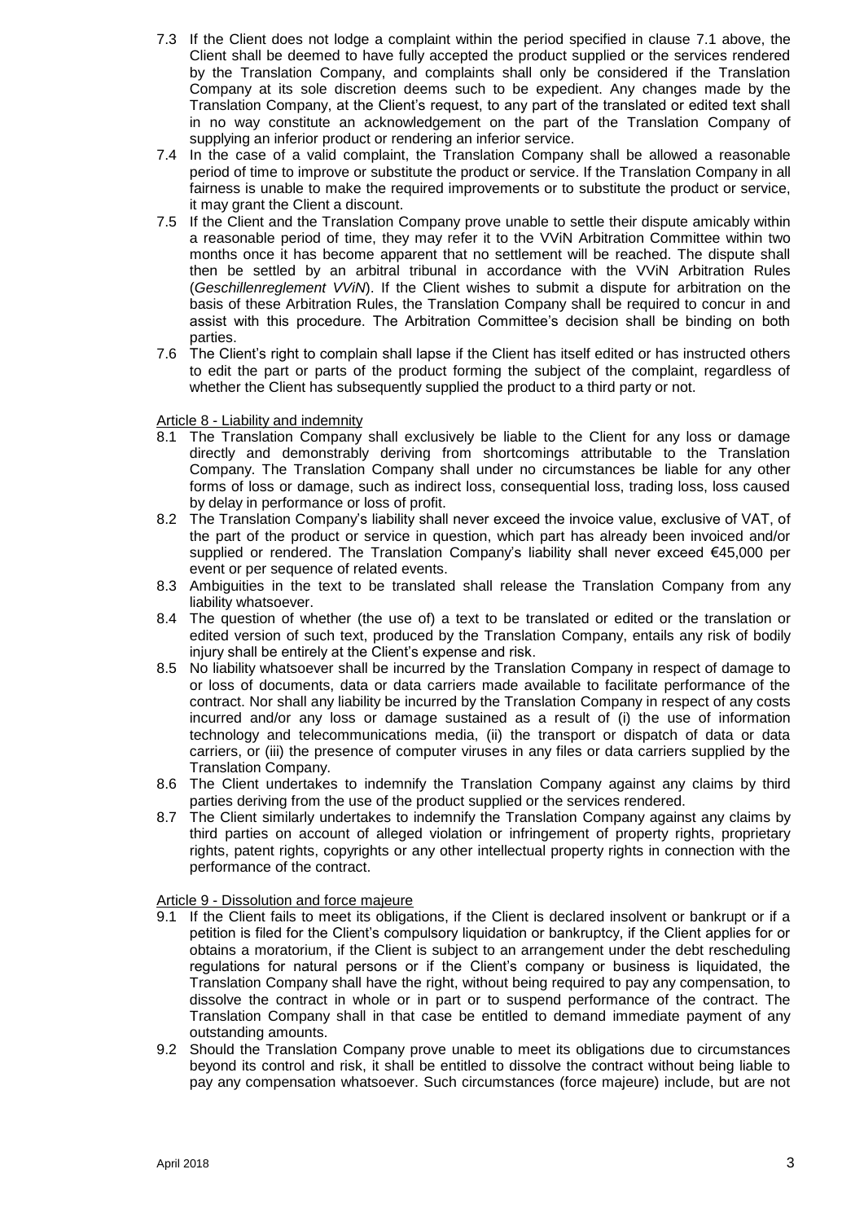7.3 If the Client does not lodge a complaint within the period specified in clause 7.1 above, the Client shall be deemed to have fully accepted the product supplied or the services rendered by the Translation Company, and complaints shall only be considered if the Translation Company at its sole discretion deems such to be expedient. Any changes made by the Translation Company, at the Client's request, to any part of the translated or edited text shall in no way constitute an acknowledgement on the part of the Translation Company of supplying an inferior product or rendering an inferior service.

7.4 In the case of a valid complaint, the Translation Company shall be allowed a reasonable period of time to improve or substitute the product or service. If the Translation Company in all fairness is unable to make the required improvements or to substitute the product or service, it may grant the Client a discount.

7.5 If the Client and the Translation Company prove unable to settle their dispute amicably within a reasonable period of time, they may refer it to the VViN Arbitration Committee within two months once it has become apparent that no settlement will be reached. The dispute shall then be settled by an arbitral tribunal in accordance with the VViN Arbitration Rules (*Geschillenreglement VViN*). If the Client wishes to submit a dispute for arbitration on the basis of these Arbitration Rules, the Translation Company shall be required to concur in and assist with this procedure. The Arbitration Committee's decision shall be binding on both parties.

7.6 The Client's right to complain shall lapse if the Client has itself edited or has instructed others to edit the part or parts of the product forming the subject of the complaint, regardless of whether the Client has subsequently supplied the product to a third party or not.

## Article 8 - Liability and indemnity

8.1 The Translation Company shall exclusively be liable to the Client for any loss or damage directly and demonstrably deriving from shortcomings attributable to the Translation Company. The Translation Company shall under no circumstances be liable for any other forms of loss or damage, such as indirect loss, consequential loss, trading loss, loss caused by delay in performance or loss of profit.

8.2 The Translation Company's liability shall never exceed the invoice value, exclusive of VAT, of the part of the product or service in question, which part has already been invoiced and/or supplied or rendered. The Translation Company's liability shall never exceed €45,000 per event or per sequence of related events.

8.3 Ambiguities in the text to be translated shall release the Translation Company from any liability whatsoever.

8.4 The question of whether (the use of) a text to be translated or edited or the translation or edited version of such text, produced by the Translation Company, entails any risk of bodily injury shall be entirely at the Client's expense and risk.

8.5 No liability whatsoever shall be incurred by the Translation Company in respect of damage to or loss of documents, data or data carriers made available to facilitate performance of the contract. Nor shall any liability be incurred by the Translation Company in respect of any costs incurred and/or any loss or damage sustained as a result of (i) the use of information technology and telecommunications media, (ii) the transport or dispatch of data or data carriers, or (iii) the presence of computer viruses in any files or data carriers supplied by the Translation Company.

8.6 The Client undertakes to indemnify the Translation Company against any claims by third parties deriving from the use of the product supplied or the services rendered.

8.7 The Client similarly undertakes to indemnify the Translation Company against any claims by third parties on account of alleged violation or infringement of property rights, proprietary rights, patent rights, copyrights or any other intellectual property rights in connection with the performance of the contract.

## Article 9 - Dissolution and force majeure

9.1 If the Client fails to meet its obligations, if the Client is declared insolvent or bankrupt or if a petition is filed for the Client's compulsory liquidation or bankruptcy, if the Client applies for or obtains a moratorium, if the Client is subject to an arrangement under the debt rescheduling regulations for natural persons or if the Client's company or business is liquidated, the Translation Company shall have the right, without being required to pay any compensation, to dissolve the contract in whole or in part or to suspend performance of the contract. The Translation Company shall in that case be entitled to demand immediate payment of any outstanding amounts.

9.2 Should the Translation Company prove unable to meet its obligations due to circumstances beyond its control and risk, it shall be entitled to dissolve the contract without being liable to pay any compensation whatsoever. Such circumstances (force majeure) include, but are not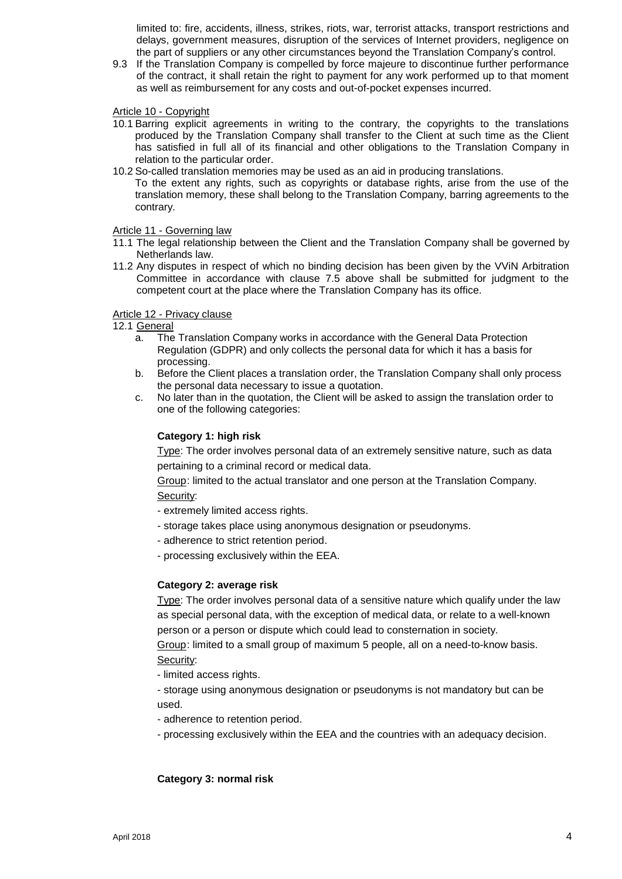limited to: fire, accidents, illness, strikes, riots, war, terrorist attacks, transport restrictions and delays, government measures, disruption of the services of Internet providers, negligence on the part of suppliers or any other circumstances beyond the Translation Company's control.

9.3 If the Translation Company is compelled by force majeure to discontinue further performance of the contract, it shall retain the right to payment for any work performed up to that moment as well as reimbursement for any costs and out-of-pocket expenses incurred.

Article 10 - Copyright

10.1 Barring explicit agreements in writing to the contrary, the copyrights to the translations produced by the Translation Company shall transfer to the Client at such time as the Client has satisfied in full all of its financial and other obligations to the Translation Company in relation to the particular order.

10.2 So-called translation memories may be used as an aid in producing translations.
To the extent any rights, such as copyrights or database rights, arise from the use of the translation memory, these shall belong to the Translation Company, barring agreements to the contrary.

Article 11 - Governing law

11.1 The legal relationship between the Client and the Translation Company shall be governed by Netherlands law.

11.2 Any disputes in respect of which no binding decision has been given by the VViN Arbitration Committee in accordance with clause 7.5 above shall be submitted for judgment to the competent court at the place where the Translation Company has its office.

Article 12 - Privacy clause

12.1 General

a. The Translation Company works in accordance with the General Data Protection Regulation (GDPR) and only collects the personal data for which it has a basis for processing.
b. Before the Client places a translation order, the Translation Company shall only process the personal data necessary to issue a quotation.
c. No later than in the quotation, the Client will be asked to assign the translation order to one of the following categories:

**Category 1: high risk**

Type: The order involves personal data of an extremely sensitive nature, such as data pertaining to a criminal record or medical data.

Group: limited to the actual translator and one person at the Translation Company.

Security:

- extremely limited access rights.
- storage takes place using anonymous designation or pseudonyms.
- adherence to strict retention period.
- processing exclusively within the EEA.

**Category 2: average risk**

Type: The order involves personal data of a sensitive nature which qualify under the law as special personal data, with the exception of medical data, or relate to a well-known person or a person or dispute which could lead to consternation in society.

Group: limited to a small group of maximum 5 people, all on a need-to-know basis.

Security:

- limited access rights.
- storage using anonymous designation or pseudonyms is not mandatory but can be used.
- adherence to retention period.
- processing exclusively within the EEA and the countries with an adequacy decision.

**Category 3: normal risk**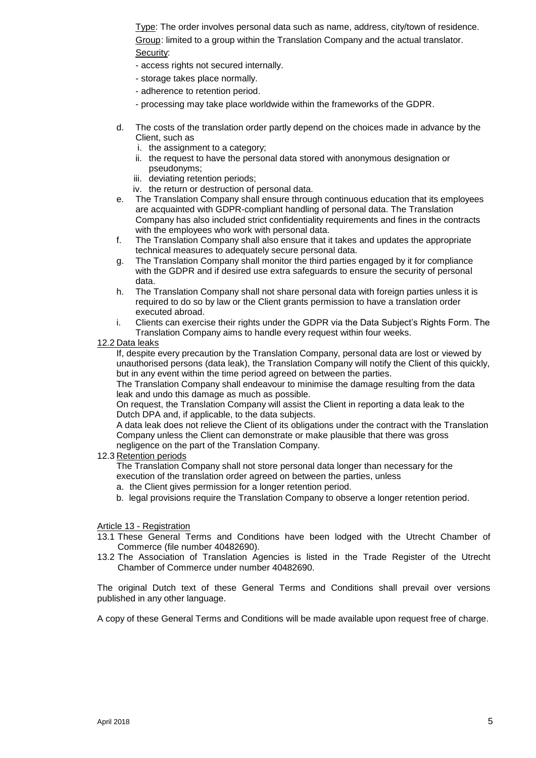Type: The order involves personal data such as name, address, city/town of residence.
Group: limited to a group within the Translation Company and the actual translator.
Security:

- access rights not secured internally.
- storage takes place normally.
- adherence to retention period.
- processing may take place worldwide within the frameworks of the GDPR.

d. The costs of the translation order partly depend on the choices made in advance by the Client, such as
   i. the assignment to a category;
   ii. the request to have the personal data stored with anonymous designation or pseudonyms;
   iii. deviating retention periods;
   iv. the return or destruction of personal data.

e. The Translation Company shall ensure through continuous education that its employees are acquainted with GDPR-compliant handling of personal data. The Translation Company has also included strict confidentiality requirements and fines in the contracts with the employees who work with personal data.

f. The Translation Company shall also ensure that it takes and updates the appropriate technical measures to adequately secure personal data.

g. The Translation Company shall monitor the third parties engaged by it for compliance with the GDPR and if desired use extra safeguards to ensure the security of personal data.

h. The Translation Company shall not share personal data with foreign parties unless it is required to do so by law or the Client grants permission to have a translation order executed abroad.

i. Clients can exercise their rights under the GDPR via the Data Subject's Rights Form. The Translation Company aims to handle every request within four weeks.

12.2 Data leaks

If, despite every precaution by the Translation Company, personal data are lost or viewed by unauthorised persons (data leak), the Translation Company will notify the Client of this quickly, but in any event within the time period agreed on between the parties.

The Translation Company shall endeavour to minimise the damage resulting from the data leak and undo this damage as much as possible.

On request, the Translation Company will assist the Client in reporting a data leak to the Dutch DPA and, if applicable, to the data subjects.

A data leak does not relieve the Client of its obligations under the contract with the Translation Company unless the Client can demonstrate or make plausible that there was gross negligence on the part of the Translation Company.

12.3 Retention periods

The Translation Company shall not store personal data longer than necessary for the execution of the translation order agreed on between the parties, unless

a. the Client gives permission for a longer retention period.
b. legal provisions require the Translation Company to observe a longer retention period.

Article 13 - Registration

13.1 These General Terms and Conditions have been lodged with the Utrecht Chamber of Commerce (file number 40482690).

13.2 The Association of Translation Agencies is listed in the Trade Register of the Utrecht Chamber of Commerce under number 40482690.

The original Dutch text of these General Terms and Conditions shall prevail over versions published in any other language.

A copy of these General Terms and Conditions will be made available upon request free of charge.